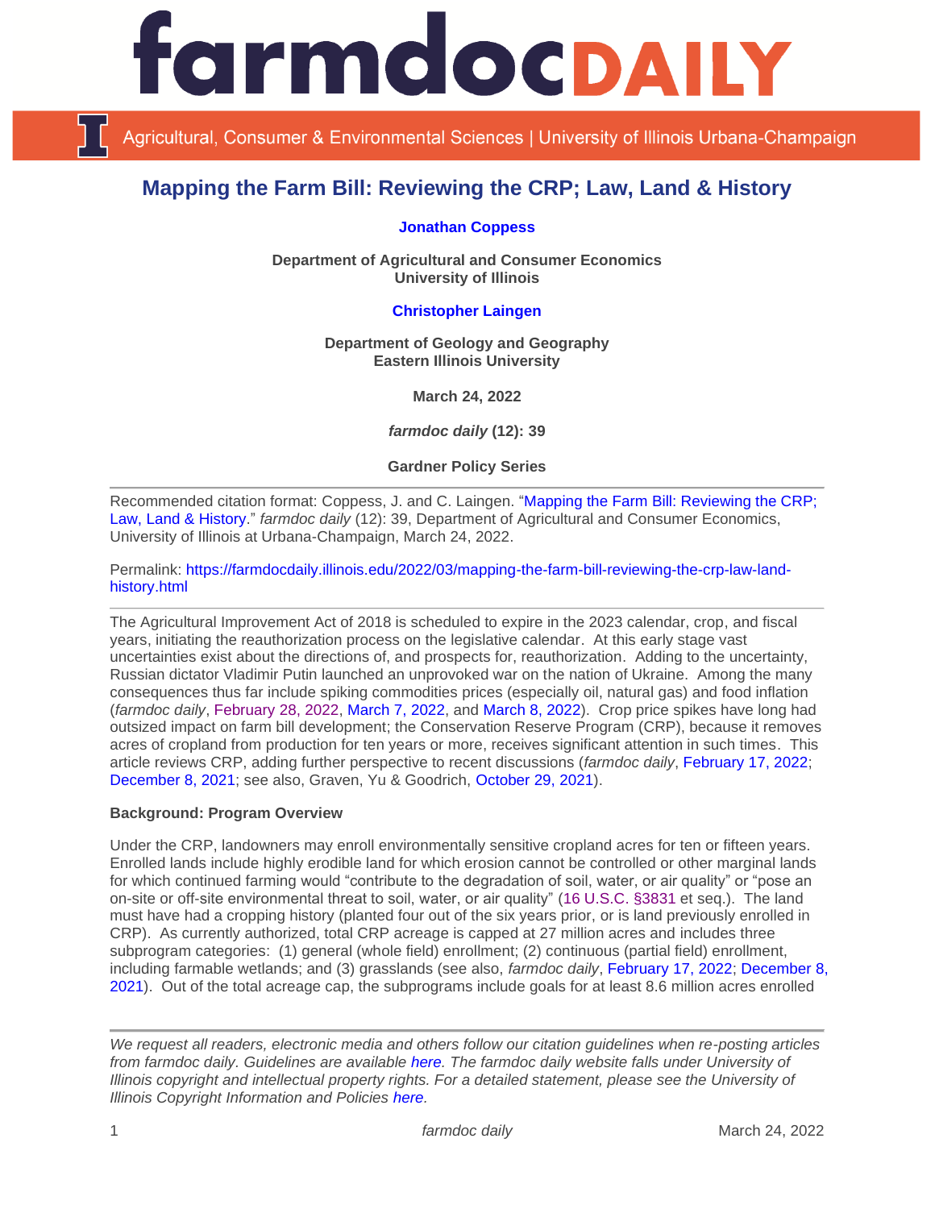# Mapping the Farm Bill: Reviewing the CRP; Law, Land & History

**Jonathan Coppess**

**Department of Agricultural and Consumer Economics**
**University of Illinois**

**Christopher Laingen**

**Department of Geology and Geography**
**Eastern Illinois University**

**March 24, 2022**

***farmdoc daily* (12): 39**

**Gardner Policy Series**

---

Recommended citation format: Coppess, J. and C. Laingen. "Mapping the Farm Bill: Reviewing the CRP; Law, Land & History." *farmdoc daily* (12): 39, Department of Agricultural and Consumer Economics, University of Illinois at Urbana-Champaign, March 24, 2022.

Permalink: https://farmdocdaily.illinois.edu/2022/03/mapping-the-farm-bill-reviewing-the-crp-law-land-history.html

---

The Agricultural Improvement Act of 2018 is scheduled to expire in the 2023 calendar, crop, and fiscal years, initiating the reauthorization process on the legislative calendar. At this early stage vast uncertainties exist about the directions of, and prospects for, reauthorization. Adding to the uncertainty, Russian dictator Vladimir Putin launched an unprovoked war on the nation of Ukraine. Among the many consequences thus far include spiking commodities prices (especially oil, natural gas) and food inflation (*farmdoc daily*, February 28, 2022, March 7, 2022, and March 8, 2022). Crop price spikes have long had outsized impact on farm bill development; the Conservation Reserve Program (CRP), because it removes acres of cropland from production for ten years or more, receives significant attention in such times. This article reviews CRP, adding further perspective to recent discussions (*farmdoc daily*, February 17, 2022; December 8, 2021; see also, Graven, Yu & Goodrich, October 29, 2021).

**Background: Program Overview**

Under the CRP, landowners may enroll environmentally sensitive cropland acres for ten or fifteen years. Enrolled lands include highly erodible land for which erosion cannot be controlled or other marginal lands for which continued farming would "contribute to the degradation of soil, water, or air quality" or "pose an on-site or off-site environmental threat to soil, water, or air quality" (16 U.S.C. §3831 et seq.). The land must have had a cropping history (planted four out of the six years prior, or is land previously enrolled in CRP). As currently authorized, total CRP acreage is capped at 27 million acres and includes three subprogram categories: (1) general (whole field) enrollment; (2) continuous (partial field) enrollment, including farmable wetlands; and (3) grasslands (see also, *farmdoc daily*, February 17, 2022; December 8, 2021). Out of the total acreage cap, the subprograms include goals for at least 8.6 million acres enrolled

---

*We request all readers, electronic media and others follow our citation guidelines when re-posting articles from farmdoc daily. Guidelines are available here. The farmdoc daily website falls under University of Illinois copyright and intellectual property rights. For a detailed statement, please see the University of Illinois Copyright Information and Policies here.*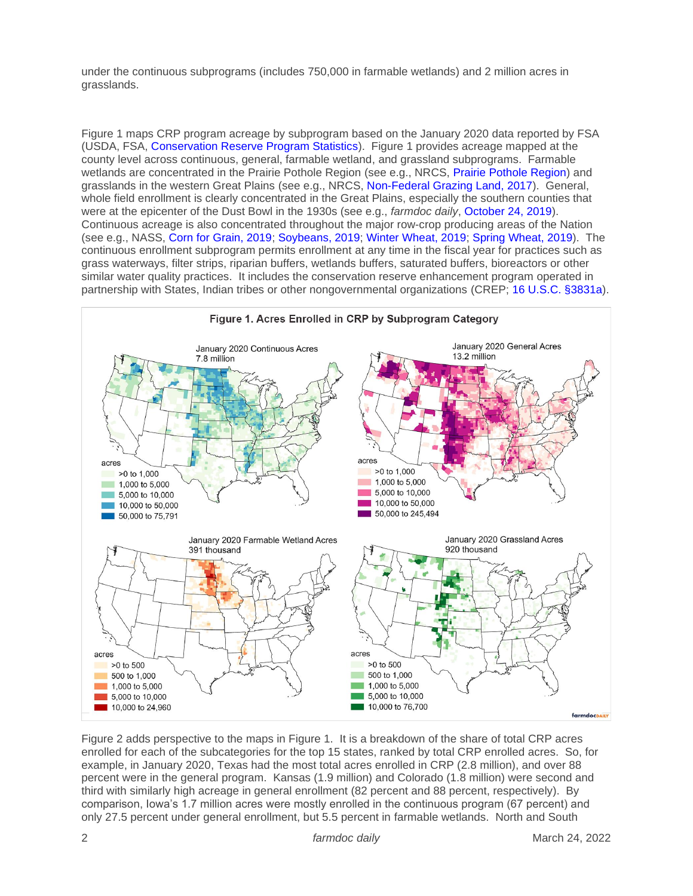under the continuous subprograms (includes 750,000 in farmable wetlands) and 2 million acres in grasslands.

Figure 1 maps CRP program acreage by subprogram based on the January 2020 data reported by FSA (USDA, FSA, Conservation Reserve Program Statistics). Figure 1 provides acreage mapped at the county level across continuous, general, farmable wetland, and grassland subprograms. Farmable wetlands are concentrated in the Prairie Pothole Region (see e.g., NRCS, Prairie Pothole Region) and grasslands in the western Great Plains (see e.g., NRCS, Non-Federal Grazing Land, 2017). General, whole field enrollment is clearly concentrated in the Great Plains, especially the southern counties that were at the epicenter of the Dust Bowl in the 1930s (see e.g., *farmdoc daily*, October 24, 2019). Continuous acreage is also concentrated throughout the major row-crop producing areas of the Nation (see e.g., NASS, Corn for Grain, 2019; Soybeans, 2019; Winter Wheat, 2019; Spring Wheat, 2019). The continuous enrollment subprogram permits enrollment at any time in the fiscal year for practices such as grass waterways, filter strips, riparian buffers, wetlands buffers, saturated buffers, bioreactors or other similar water quality practices. It includes the conservation reserve enhancement program operated in partnership with States, Indian tribes or other nongovernmental organizations (CREP; 16 U.S.C. §3831a).

**Figure 1. Acres Enrolled in CRP by Subprogram Category**

Figure 2 adds perspective to the maps in Figure 1. It is a breakdown of the share of total CRP acres enrolled for each of the subcategories for the top 15 states, ranked by total CRP enrolled acres. So, for example, in January 2020, Texas had the most total acres enrolled in CRP (2.8 million), and over 88 percent were in the general program. Kansas (1.9 million) and Colorado (1.8 million) were second and third with similarly high acreage in general enrollment (82 percent and 88 percent, respectively). By comparison, Iowa's 1.7 million acres were mostly enrolled in the continuous program (67 percent) and only 27.5 percent under general enrollment, but 5.5 percent in farmable wetlands. North and South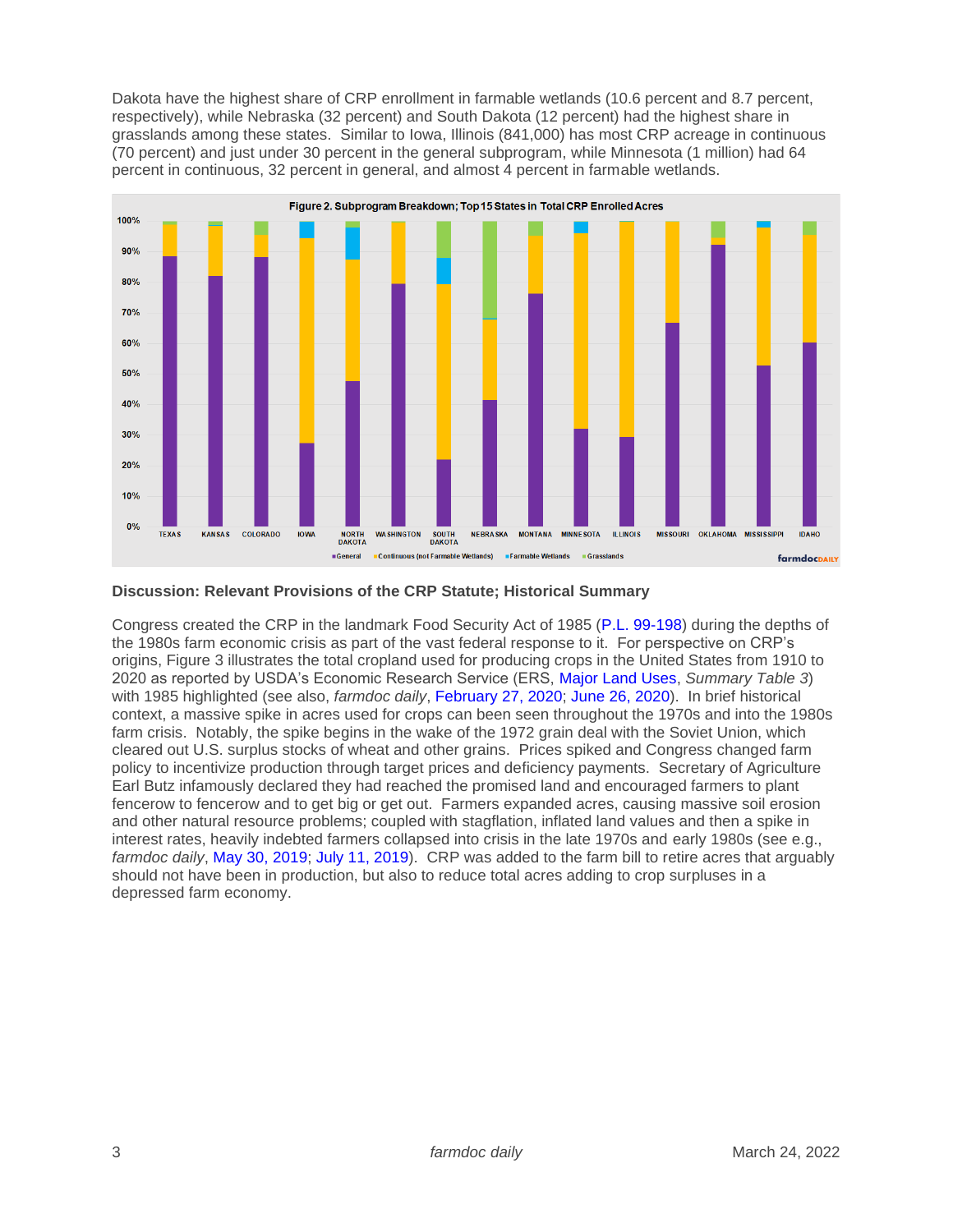Dakota have the highest share of CRP enrollment in farmable wetlands (10.6 percent and 8.7 percent, respectively), while Nebraska (32 percent) and South Dakota (12 percent) had the highest share in grasslands among these states. Similar to Iowa, Illinois (841,000) has most CRP acreage in continuous (70 percent) and just under 30 percent in the general subprogram, while Minnesota (1 million) had 64 percent in continuous, 32 percent in general, and almost 4 percent in farmable wetlands.

Figure 2. Subprogram Breakdown; Top 15 States in Total CRP Enrolled Acres

### Discussion: Relevant Provisions of the CRP Statute; Historical Summary

Congress created the CRP in the landmark Food Security Act of 1985 (P.L. 99-198) during the depths of the 1980s farm economic crisis as part of the vast federal response to it. For perspective on CRP's origins, Figure 3 illustrates the total cropland used for producing crops in the United States from 1910 to 2020 as reported by USDA's Economic Research Service (ERS, Major Land Uses, *Summary Table 3*) with 1985 highlighted (see also, *farmdoc daily*, February 27, 2020; June 26, 2020). In brief historical context, a massive spike in acres used for crops can been seen throughout the 1970s and into the 1980s farm crisis. Notably, the spike begins in the wake of the 1972 grain deal with the Soviet Union, which cleared out U.S. surplus stocks of wheat and other grains. Prices spiked and Congress changed farm policy to incentivize production through target prices and deficiency payments. Secretary of Agriculture Earl Butz infamously declared they had reached the promised land and encouraged farmers to plant fencerow to fencerow and to get big or get out. Farmers expanded acres, causing massive soil erosion and other natural resource problems; coupled with stagflation, inflated land values and then a spike in interest rates, heavily indebted farmers collapsed into crisis in the late 1970s and early 1980s (see e.g., *farmdoc daily*, May 30, 2019; July 11, 2019). CRP was added to the farm bill to retire acres that arguably should not have been in production, but also to reduce total acres adding to crop surpluses in a depressed farm economy.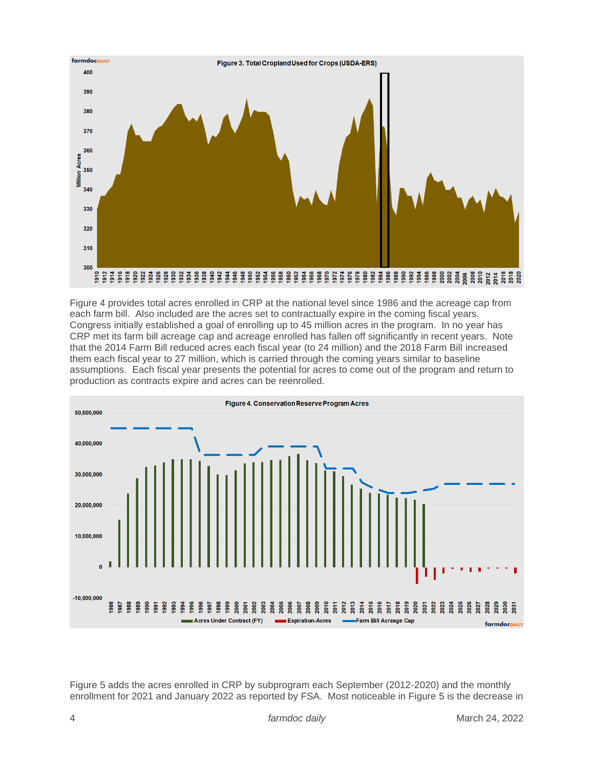Figure 3. Total Cropland Used for Crops (USDA-ERS)

Figure 4 provides total acres enrolled in CRP at the national level since 1986 and the acreage cap from each farm bill. Also included are the acres set to contractually expire in the coming fiscal years. Congress initially established a goal of enrolling up to 45 million acres in the program. In no year has CRP met its farm bill acreage cap and acreage enrolled has fallen off significantly in recent years. Note that the 2014 Farm Bill reduced acres each fiscal year (to 24 million) and the 2018 Farm Bill increased them each fiscal year to 27 million, which is carried through the coming years similar to baseline assumptions. Each fiscal year presents the potential for acres to come out of the program and return to production as contracts expire and acres can be reenrolled.

Figure 4. Conservation Reserve Program Acres

Figure 5 adds the acres enrolled in CRP by subprogram each September (2012-2020) and the monthly enrollment for 2021 and January 2022 as reported by FSA. Most noticeable in Figure 5 is the decrease in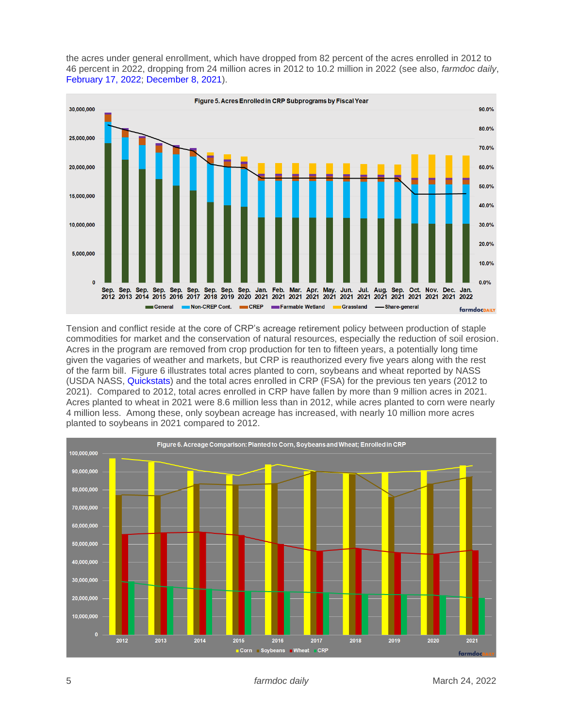the acres under general enrollment, which have dropped from 82 percent of the acres enrolled in 2012 to 46 percent in 2022, dropping from 24 million acres in 2012 to 10.2 million in 2022 (see also, *farmdoc daily*, February 17, 2022; December 8, 2021).

Figure 5. Acres Enrolled in CRP Subprograms by Fiscal Year

Tension and conflict reside at the core of CRP's acreage retirement policy between production of staple commodities for market and the conservation of natural resources, especially the reduction of soil erosion. Acres in the program are removed from crop production for ten to fifteen years, a potentially long time given the vagaries of weather and markets, but CRP is reauthorized every five years along with the rest of the farm bill. Figure 6 illustrates total acres planted to corn, soybeans and wheat reported by NASS (USDA NASS, Quickstats) and the total acres enrolled in CRP (FSA) for the previous ten years (2012 to 2021). Compared to 2012, total acres enrolled in CRP have fallen by more than 9 million acres in 2021. Acres planted to wheat in 2021 were 8.6 million less than in 2012, while acres planted to corn were nearly 4 million less. Among these, only soybean acreage has increased, with nearly 10 million more acres planted to soybeans in 2021 compared to 2012.

Figure 6. Acreage Comparison: Planted to Corn, Soybeans and Wheat; Enrolled in CRP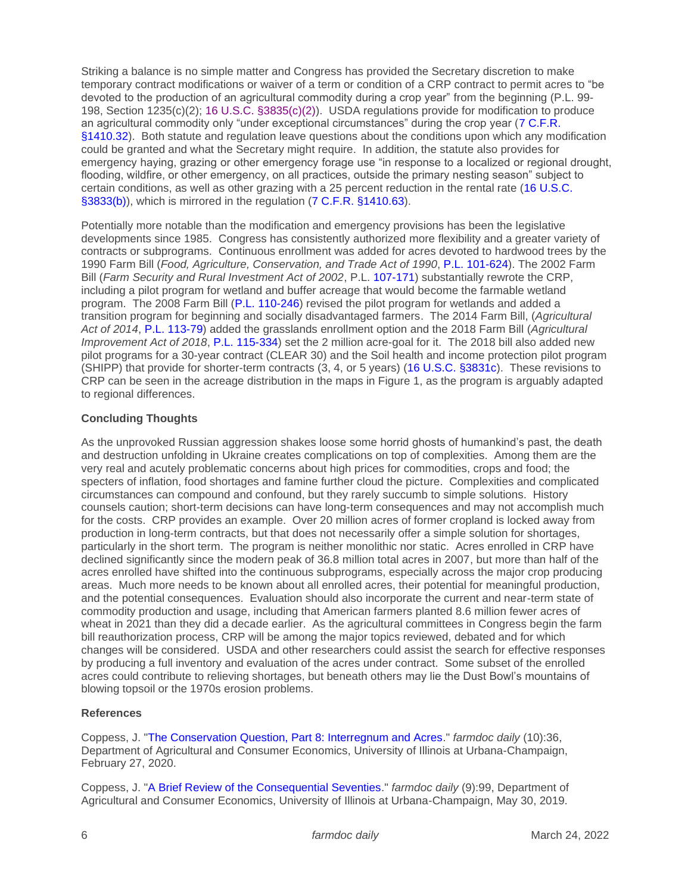Striking a balance is no simple matter and Congress has provided the Secretary discretion to make temporary contract modifications or waiver of a term or condition of a CRP contract to permit acres to "be devoted to the production of an agricultural commodity during a crop year" from the beginning (P.L. 99-198, Section 1235(c)(2); 16 U.S.C. §3835(c)(2)). USDA regulations provide for modification to produce an agricultural commodity only "under exceptional circumstances" during the crop year (7 C.F.R. §1410.32). Both statute and regulation leave questions about the conditions upon which any modification could be granted and what the Secretary might require. In addition, the statute also provides for emergency haying, grazing or other emergency forage use "in response to a localized or regional drought, flooding, wildfire, or other emergency, on all practices, outside the primary nesting season" subject to certain conditions, as well as other grazing with a 25 percent reduction in the rental rate (16 U.S.C. §3833(b)), which is mirrored in the regulation (7 C.F.R. §1410.63).

Potentially more notable than the modification and emergency provisions has been the legislative developments since 1985. Congress has consistently authorized more flexibility and a greater variety of contracts or subprograms. Continuous enrollment was added for acres devoted to hardwood trees by the 1990 Farm Bill (*Food, Agriculture, Conservation, and Trade Act of 1990*, P.L. 101-624). The 2002 Farm Bill (*Farm Security and Rural Investment Act of 2002*, P.L. 107-171) substantially rewrote the CRP, including a pilot program for wetland and buffer acreage that would become the farmable wetland program. The 2008 Farm Bill (P.L. 110-246) revised the pilot program for wetlands and added a transition program for beginning and socially disadvantaged farmers. The 2014 Farm Bill, (*Agricultural Act of 2014*, P.L. 113-79) added the grasslands enrollment option and the 2018 Farm Bill (*Agricultural Improvement Act of 2018*, P.L. 115-334) set the 2 million acre-goal for it. The 2018 bill also added new pilot programs for a 30-year contract (CLEAR 30) and the Soil health and income protection pilot program (SHIPP) that provide for shorter-term contracts (3, 4, or 5 years) (16 U.S.C. §3831c). These revisions to CRP can be seen in the acreage distribution in the maps in Figure 1, as the program is arguably adapted to regional differences.

**Concluding Thoughts**

As the unprovoked Russian aggression shakes loose some horrid ghosts of humankind's past, the death and destruction unfolding in Ukraine creates complications on top of complexities. Among them are the very real and acutely problematic concerns about high prices for commodities, crops and food; the specters of inflation, food shortages and famine further cloud the picture. Complexities and complicated circumstances can compound and confound, but they rarely succumb to simple solutions. History counsels caution; short-term decisions can have long-term consequences and may not accomplish much for the costs. CRP provides an example. Over 20 million acres of former cropland is locked away from production in long-term contracts, but that does not necessarily offer a simple solution for shortages, particularly in the short term. The program is neither monolithic nor static. Acres enrolled in CRP have declined significantly since the modern peak of 36.8 million total acres in 2007, but more than half of the acres enrolled have shifted into the continuous subprograms, especially across the major crop producing areas. Much more needs to be known about all enrolled acres, their potential for meaningful production, and the potential consequences. Evaluation should also incorporate the current and near-term state of commodity production and usage, including that American farmers planted 8.6 million fewer acres of wheat in 2021 than they did a decade earlier. As the agricultural committees in Congress begin the farm bill reauthorization process, CRP will be among the major topics reviewed, debated and for which changes will be considered. USDA and other researchers could assist the search for effective responses by producing a full inventory and evaluation of the acres under contract. Some subset of the enrolled acres could contribute to relieving shortages, but beneath others may lie the Dust Bowl's mountains of blowing topsoil or the 1970s erosion problems.

**References**

Coppess, J. "The Conservation Question, Part 8: Interregnum and Acres." *farmdoc daily* (10):36, Department of Agricultural and Consumer Economics, University of Illinois at Urbana-Champaign, February 27, 2020.

Coppess, J. "A Brief Review of the Consequential Seventies." *farmdoc daily* (9):99, Department of Agricultural and Consumer Economics, University of Illinois at Urbana-Champaign, May 30, 2019.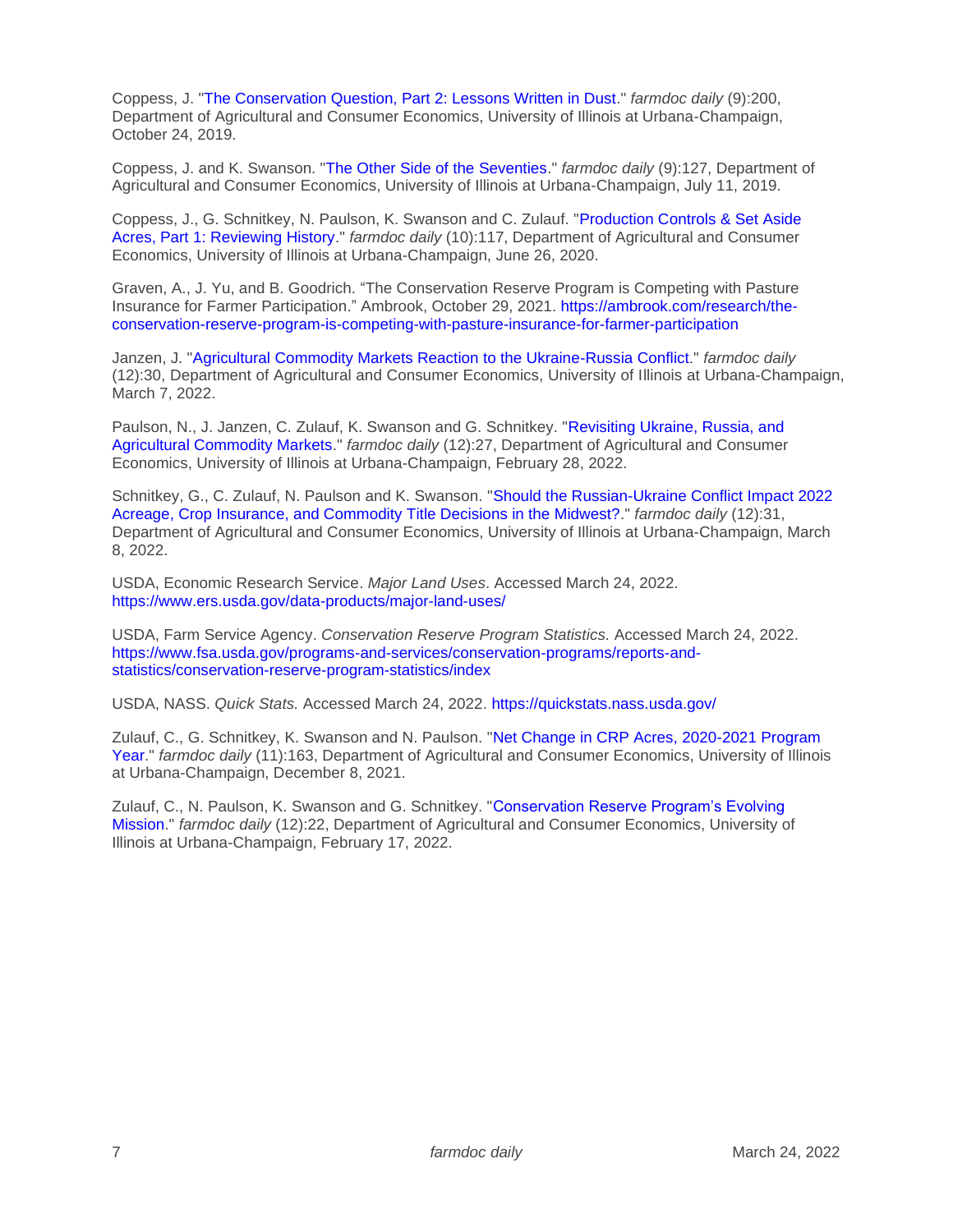Coppess, J. "The Conservation Question, Part 2: Lessons Written in Dust." *farmdoc daily* (9):200, Department of Agricultural and Consumer Economics, University of Illinois at Urbana-Champaign, October 24, 2019.

Coppess, J. and K. Swanson. "The Other Side of the Seventies." *farmdoc daily* (9):127, Department of Agricultural and Consumer Economics, University of Illinois at Urbana-Champaign, July 11, 2019.

Coppess, J., G. Schnitkey, N. Paulson, K. Swanson and C. Zulauf. "Production Controls & Set Aside Acres, Part 1: Reviewing History." *farmdoc daily* (10):117, Department of Agricultural and Consumer Economics, University of Illinois at Urbana-Champaign, June 26, 2020.

Graven, A., J. Yu, and B. Goodrich. "The Conservation Reserve Program is Competing with Pasture Insurance for Farmer Participation." Ambrook, October 29, 2021. https://ambrook.com/research/the-conservation-reserve-program-is-competing-with-pasture-insurance-for-farmer-participation

Janzen, J. "Agricultural Commodity Markets Reaction to the Ukraine-Russia Conflict." *farmdoc daily* (12):30, Department of Agricultural and Consumer Economics, University of Illinois at Urbana-Champaign, March 7, 2022.

Paulson, N., J. Janzen, C. Zulauf, K. Swanson and G. Schnitkey. "Revisiting Ukraine, Russia, and Agricultural Commodity Markets." *farmdoc daily* (12):27, Department of Agricultural and Consumer Economics, University of Illinois at Urbana-Champaign, February 28, 2022.

Schnitkey, G., C. Zulauf, N. Paulson and K. Swanson. "Should the Russian-Ukraine Conflict Impact 2022 Acreage, Crop Insurance, and Commodity Title Decisions in the Midwest?." *farmdoc daily* (12):31, Department of Agricultural and Consumer Economics, University of Illinois at Urbana-Champaign, March 8, 2022.

USDA, Economic Research Service. *Major Land Uses*. Accessed March 24, 2022. https://www.ers.usda.gov/data-products/major-land-uses/

USDA, Farm Service Agency. *Conservation Reserve Program Statistics.* Accessed March 24, 2022. https://www.fsa.usda.gov/programs-and-services/conservation-programs/reports-and-statistics/conservation-reserve-program-statistics/index

USDA, NASS. *Quick Stats.* Accessed March 24, 2022. https://quickstats.nass.usda.gov/

Zulauf, C., G. Schnitkey, K. Swanson and N. Paulson. "Net Change in CRP Acres, 2020-2021 Program Year." *farmdoc daily* (11):163, Department of Agricultural and Consumer Economics, University of Illinois at Urbana-Champaign, December 8, 2021.

Zulauf, C., N. Paulson, K. Swanson and G. Schnitkey. "Conservation Reserve Program's Evolving Mission." *farmdoc daily* (12):22, Department of Agricultural and Consumer Economics, University of Illinois at Urbana-Champaign, February 17, 2022.